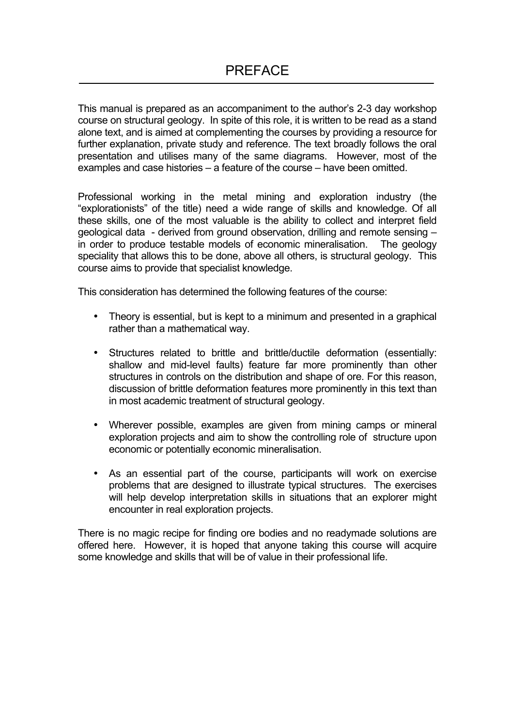# PREFACE

This manual is prepared as an accompaniment to the author's 2-3 day workshop course on structural geology. In spite of this role, it is written to be read as a stand alone text, and is aimed at complementing the courses by providing a resource for further explanation, private study and reference. The text broadly follows the oral presentation and utilises many of the same diagrams. However, most of the examples and case histories – a feature of the course – have been omitted.

Professional working in the metal mining and exploration industry (the "explorationists" of the title) need a wide range of skills and knowledge. Of all these skills, one of the most valuable is the ability to collect and interpret field geological data - derived from ground observation, drilling and remote sensing – in order to produce testable models of economic mineralisation. The geology speciality that allows this to be done, above all others, is structural geology. This course aims to provide that specialist knowledge.

This consideration has determined the following features of the course:

- Theory is essential, but is kept to a minimum and presented in a graphical rather than a mathematical way.
- Structures related to brittle and brittle/ductile deformation (essentially: shallow and mid-level faults) feature far more prominently than other structures in controls on the distribution and shape of ore. For this reason, discussion of brittle deformation features more prominently in this text than in most academic treatment of structural geology.
- Wherever possible, examples are given from mining camps or mineral exploration projects and aim to show the controlling role of structure upon economic or potentially economic mineralisation.
- As an essential part of the course, participants will work on exercise problems that are designed to illustrate typical structures. The exercises will help develop interpretation skills in situations that an explorer might encounter in real exploration projects.

There is no magic recipe for finding ore bodies and no readymade solutions are offered here. However, it is hoped that anyone taking this course will acquire some knowledge and skills that will be of value in their professional life.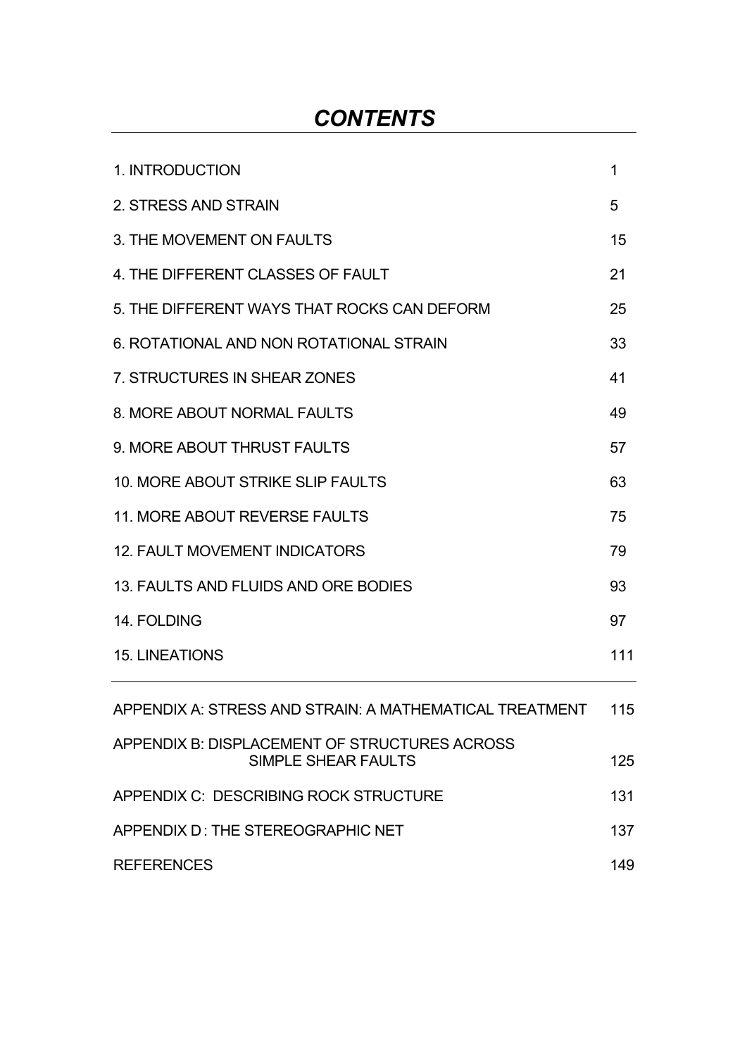# *CONTENTS*

| | |
|---|---|
| 1. INTRODUCTION | 1 |
| 2. STRESS AND STRAIN | 5 |
| 3. THE MOVEMENT ON FAULTS | 15 |
| 4. THE DIFFERENT CLASSES OF FAULT | 21 |
| 5. THE DIFFERENT WAYS THAT ROCKS CAN DEFORM | 25 |
| 6. ROTATIONAL AND NON ROTATIONAL STRAIN | 33 |
| 7. STRUCTURES IN SHEAR ZONES | 41 |
| 8. MORE ABOUT NORMAL FAULTS | 49 |
| 9. MORE ABOUT THRUST FAULTS | 57 |
| 10. MORE ABOUT STRIKE SLIP FAULTS | 63 |
| 11. MORE ABOUT REVERSE FAULTS | 75 |
| 12. FAULT MOVEMENT INDICATORS | 79 |
| 13. FAULTS AND FLUIDS AND ORE BODIES | 93 |
| 14. FOLDING | 97 |
| 15. LINEATIONS | 111 |
| APPENDIX A: STRESS AND STRAIN: A MATHEMATICAL TREATMENT | 115 |
| APPENDIX B: DISPLACEMENT OF STRUCTURES ACROSS SIMPLE SHEAR FAULTS | 125 |
| APPENDIX C: DESCRIBING ROCK STRUCTURE | 131 |
| APPENDIX D : THE STEREOGRAPHIC NET | 137 |
| REFERENCES | 149 |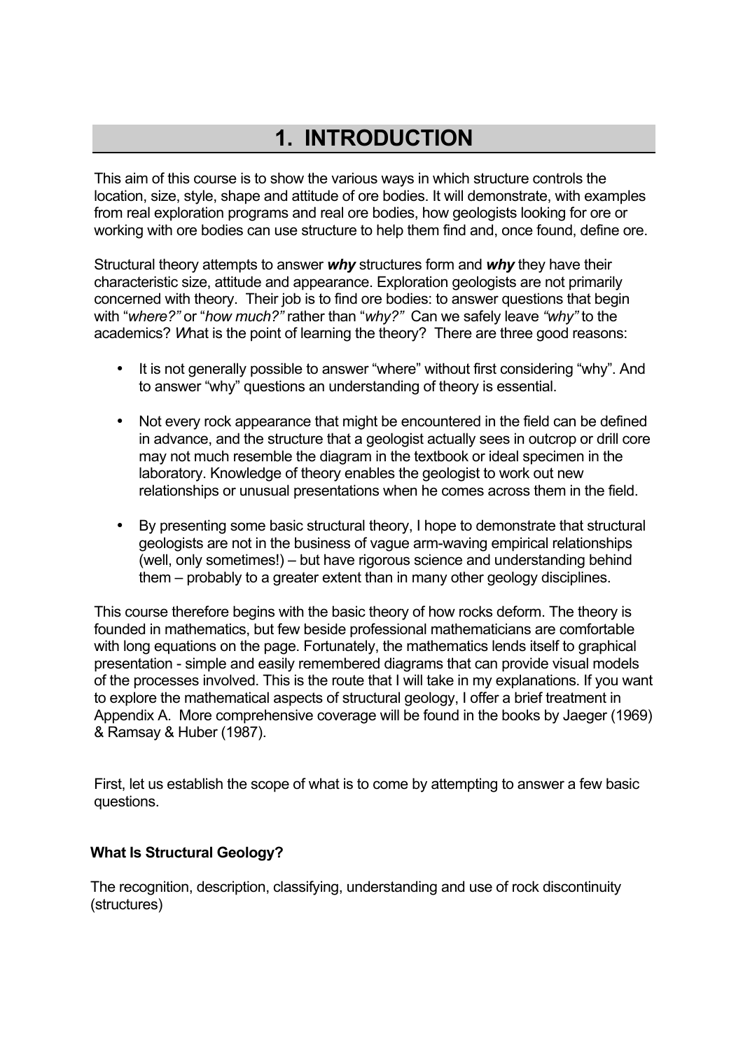# 1. INTRODUCTION

This aim of this course is to show the various ways in which structure controls the location, size, style, shape and attitude of ore bodies. It will demonstrate, with examples from real exploration programs and real ore bodies, how geologists looking for ore or working with ore bodies can use structure to help them find and, once found, define ore.

Structural theory attempts to answer ***why*** structures form and ***why*** they have their characteristic size, attitude and appearance. Exploration geologists are not primarily concerned with theory. Their job is to find ore bodies: to answer questions that begin with "*where?"* or "*how much?"* rather than "*why?"* Can we safely leave *"why"* to the academics? *W*hat is the point of learning the theory? There are three good reasons:

- It is not generally possible to answer "where" without first considering "why". And to answer "why" questions an understanding of theory is essential.
- Not every rock appearance that might be encountered in the field can be defined in advance, and the structure that a geologist actually sees in outcrop or drill core may not much resemble the diagram in the textbook or ideal specimen in the laboratory. Knowledge of theory enables the geologist to work out new relationships or unusual presentations when he comes across them in the field.
- By presenting some basic structural theory, I hope to demonstrate that structural geologists are not in the business of vague arm-waving empirical relationships (well, only sometimes!) – but have rigorous science and understanding behind them – probably to a greater extent than in many other geology disciplines.

This course therefore begins with the basic theory of how rocks deform. The theory is founded in mathematics, but few beside professional mathematicians are comfortable with long equations on the page. Fortunately, the mathematics lends itself to graphical presentation - simple and easily remembered diagrams that can provide visual models of the processes involved. This is the route that I will take in my explanations. If you want to explore the mathematical aspects of structural geology, I offer a brief treatment in Appendix A. More comprehensive coverage will be found in the books by Jaeger (1969) & Ramsay & Huber (1987).

First, let us establish the scope of what is to come by attempting to answer a few basic questions.

**What Is Structural Geology?**

The recognition, description, classifying, understanding and use of rock discontinuity (structures)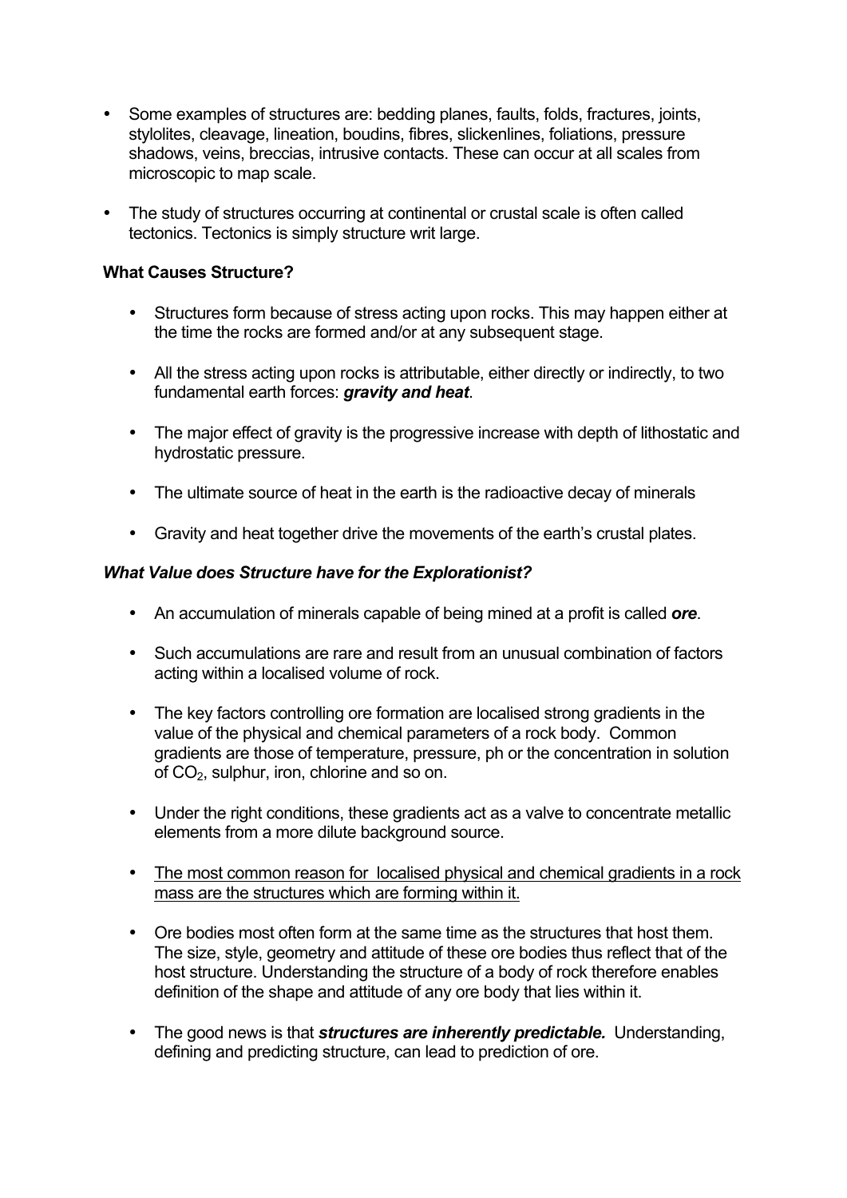- Some examples of structures are: bedding planes, faults, folds, fractures, joints, stylolites, cleavage, lineation, boudins, fibres, slickenlines, foliations, pressure shadows, veins, breccias, intrusive contacts. These can occur at all scales from microscopic to map scale.

- The study of structures occurring at continental or crustal scale is often called tectonics. Tectonics is simply structure writ large.

**What Causes Structure?**

- Structures form because of stress acting upon rocks. This may happen either at the time the rocks are formed and/or at any subsequent stage.

- All the stress acting upon rocks is attributable, either directly or indirectly, to two fundamental earth forces: ***gravity and heat***.

- The major effect of gravity is the progressive increase with depth of lithostatic and hydrostatic pressure.

- The ultimate source of heat in the earth is the radioactive decay of minerals

- Gravity and heat together drive the movements of the earth's crustal plates.

***What Value does Structure have for the Explorationist?***

- An accumulation of minerals capable of being mined at a profit is called ***ore***.

- Such accumulations are rare and result from an unusual combination of factors acting within a localised volume of rock.

- The key factors controlling ore formation are localised strong gradients in the value of the physical and chemical parameters of a rock body. Common gradients are those of temperature, pressure, ph or the concentration in solution of $CO_2$, sulphur, iron, chlorine and so on.

- Under the right conditions, these gradients act as a valve to concentrate metallic elements from a more dilute background source.

- <u>The most common reason for localised physical and chemical gradients in a rock mass are the structures which are forming within it.</u>

- Ore bodies most often form at the same time as the structures that host them. The size, style, geometry and attitude of these ore bodies thus reflect that of the host structure. Understanding the structure of a body of rock therefore enables definition of the shape and attitude of any ore body that lies within it.

- The good news is that ***structures are inherently predictable.*** Understanding, defining and predicting structure, can lead to prediction of ore.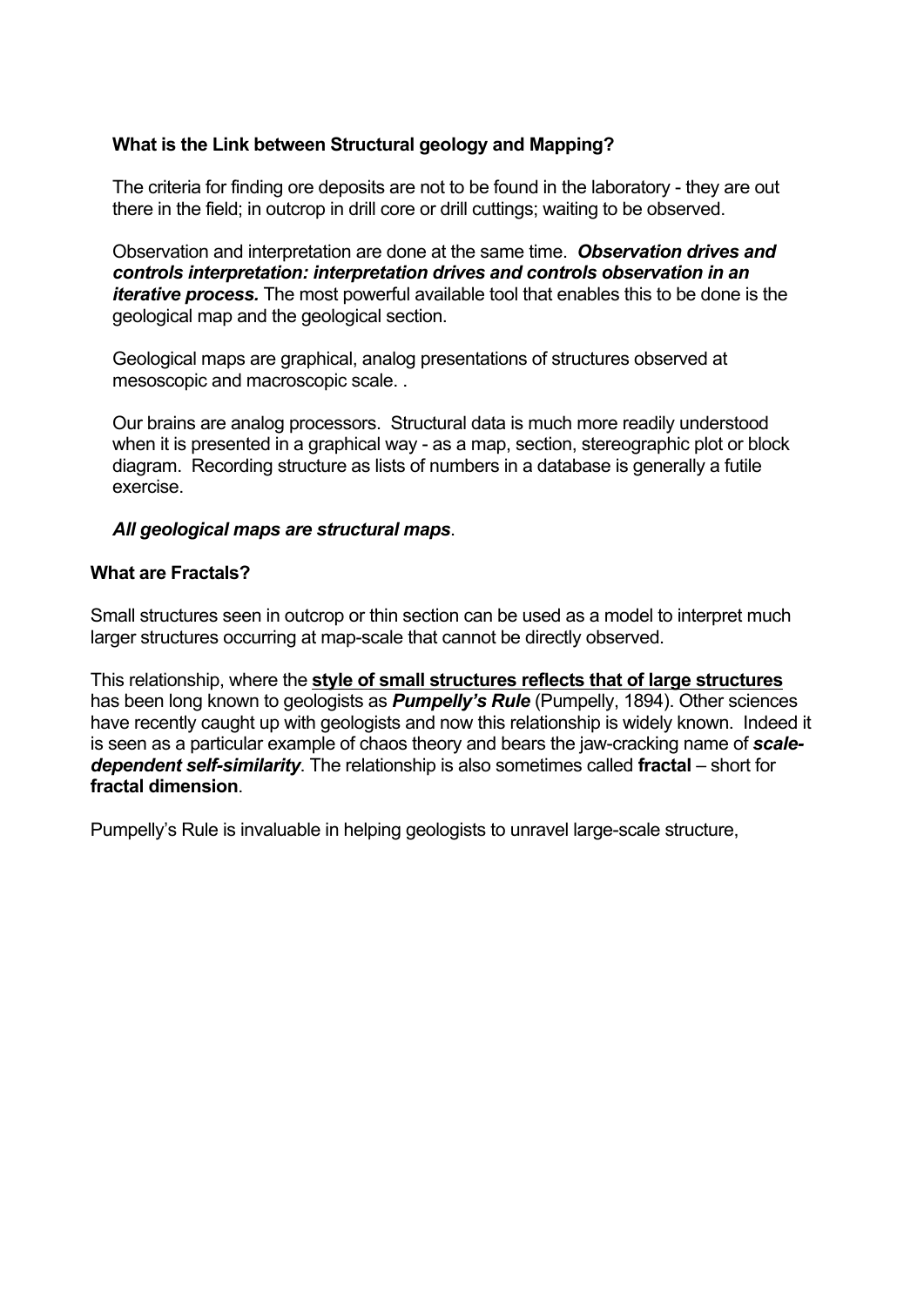### What is the Link between Structural geology and Mapping?

The criteria for finding ore deposits are not to be found in the laboratory - they are out there in the field; in outcrop in drill core or drill cuttings; waiting to be observed.

Observation and interpretation are done at the same time. ***Observation drives and controls interpretation: interpretation drives and controls observation in an iterative process.*** The most powerful available tool that enables this to be done is the geological map and the geological section.

Geological maps are graphical, analog presentations of structures observed at mesoscopic and macroscopic scale. .

Our brains are analog processors. Structural data is much more readily understood when it is presented in a graphical way - as a map, section, stereographic plot or block diagram. Recording structure as lists of numbers in a database is generally a futile exercise.

***All geological maps are structural maps***.

### What are Fractals?

Small structures seen in outcrop or thin section can be used as a model to interpret much larger structures occurring at map-scale that cannot be directly observed.

This relationship, where the **style of small structures reflects that of large structures** has been long known to geologists as ***Pumpelly's Rule*** (Pumpelly, 1894). Other sciences have recently caught up with geologists and now this relationship is widely known. Indeed it is seen as a particular example of chaos theory and bears the jaw-cracking name of ***scale-dependent self-similarity***. The relationship is also sometimes called **fractal** – short for **fractal dimension**.

Pumpelly's Rule is invaluable in helping geologists to unravel large-scale structure,